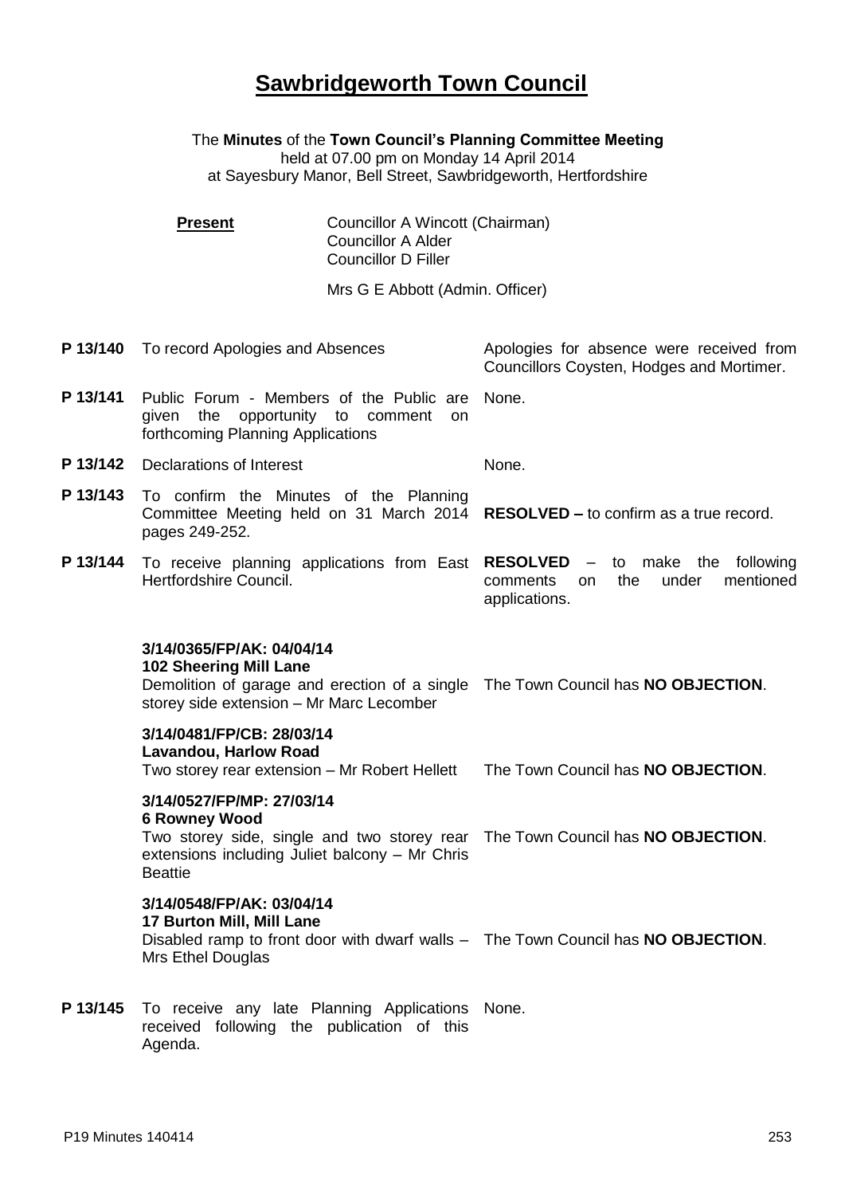# Sawbridgeworth Town Council

The **Minutes** of the **Town Council's Planning Committee Meeting**
held at 07.00 pm on Monday 14 April 2014
at Sayesbury Manor, Bell Street, Sawbridgeworth, Hertfordshire

**Present**

Councillor A Wincott (Chairman)
Councillor A Alder
Councillor D Filler

Mrs G E Abbott (Admin. Officer)

| | | |
|---|---|---|
| **P 13/140** | To record Apologies and Absences | Apologies for absence were received from Councillors Coysten, Hodges and Mortimer. |
| **P 13/141** | Public Forum - Members of the Public are given the opportunity to comment on forthcoming Planning Applications | None. |
| **P 13/142** | Declarations of Interest | None. |
| **P 13/143** | To confirm the Minutes of the Planning Committee Meeting held on 31 March 2014 pages 249-252. | **RESOLVED –** to confirm as a true record. |
| **P 13/144** | To receive planning applications from East Hertfordshire Council. | **RESOLVED** – to make the following comments on the under mentioned applications. |
| | **3/14/0365/FP/AK: 04/04/14**<br>**102 Sheering Mill Lane**<br>Demolition of garage and erection of a single storey side extension – Mr Marc Lecomber | The Town Council has **NO OBJECTION**. |
| | **3/14/0481/FP/CB: 28/03/14**<br>**Lavandou, Harlow Road**<br>Two storey rear extension – Mr Robert Hellett | The Town Council has **NO OBJECTION**. |
| | **3/14/0527/FP/MP: 27/03/14**<br>**6 Rowney Wood**<br>Two storey side, single and two storey rear extensions including Juliet balcony – Mr Chris Beattie | The Town Council has **NO OBJECTION**. |
| | **3/14/0548/FP/AK: 03/04/14**<br>**17 Burton Mill, Mill Lane**<br>Disabled ramp to front door with dwarf walls – Mrs Ethel Douglas | The Town Council has **NO OBJECTION**. |
| **P 13/145** | To receive any late Planning Applications received following the publication of this Agenda. | None. |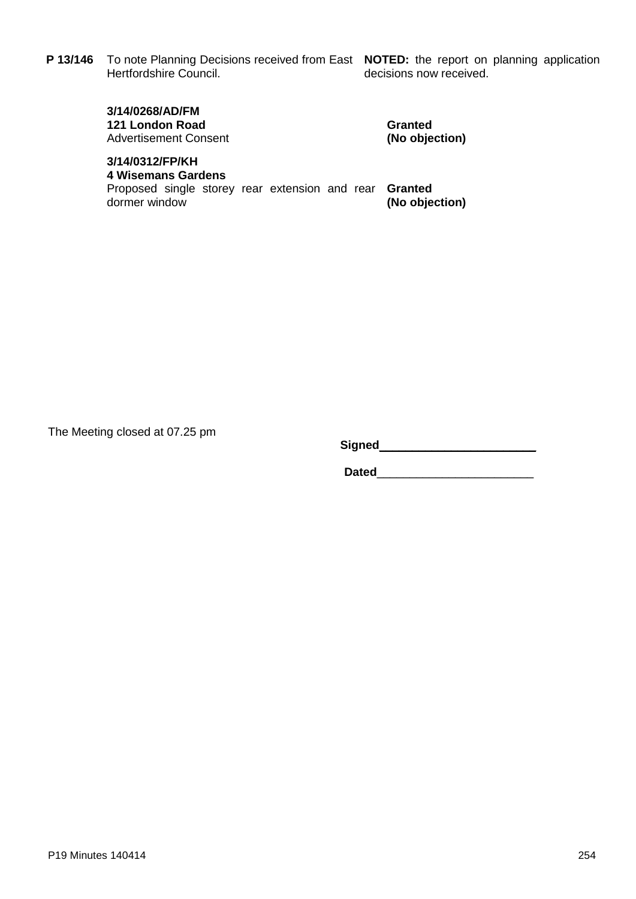| | | |
|---|---|---|
| **P 13/146** | To note Planning Decisions received from East Hertfordshire Council. | **NOTED:** the report on planning application decisions now received. |

**3/14/0268/AD/FM**
**121 London Road**
Advertisement Consent — **Granted (No objection)**

**3/14/0312/FP/KH**
**4 Wisemans Gardens**
Proposed single storey rear extension and rear dormer window — **Granted (No objection)**

The Meeting closed at 07.25 pm

**Signed**________________________

**Dated**________________________

P19 Minutes 140414